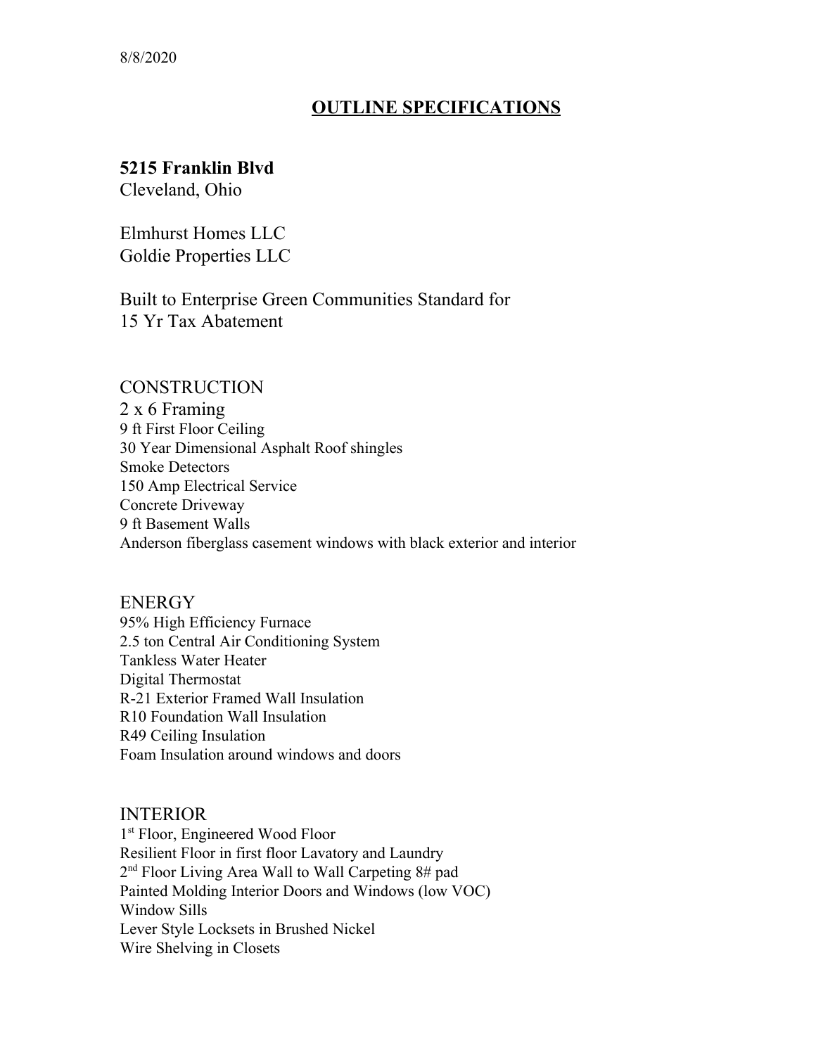8/8/2020

# OUTLINE SPECIFICATIONS

**5215 Franklin Blvd**
Cleveland, Ohio

Elmhurst Homes LLC
Goldie Properties LLC

Built to Enterprise Green Communities Standard for
15 Yr Tax Abatement

## CONSTRUCTION

2 x 6 Framing
9 ft First Floor Ceiling
30 Year Dimensional Asphalt Roof shingles
Smoke Detectors
150 Amp Electrical Service
Concrete Driveway
9 ft Basement Walls
Anderson fiberglass casement windows with black exterior and interior

## ENERGY

95% High Efficiency Furnace
2.5 ton Central Air Conditioning System
Tankless Water Heater
Digital Thermostat
R-21 Exterior Framed Wall Insulation
R10 Foundation Wall Insulation
R49 Ceiling Insulation
Foam Insulation around windows and doors

## INTERIOR

1st Floor, Engineered Wood Floor
Resilient Floor in first floor Lavatory and Laundry
2nd Floor Living Area Wall to Wall Carpeting 8# pad
Painted Molding Interior Doors and Windows (low VOC)
Window Sills
Lever Style Locksets in Brushed Nickel
Wire Shelving in Closets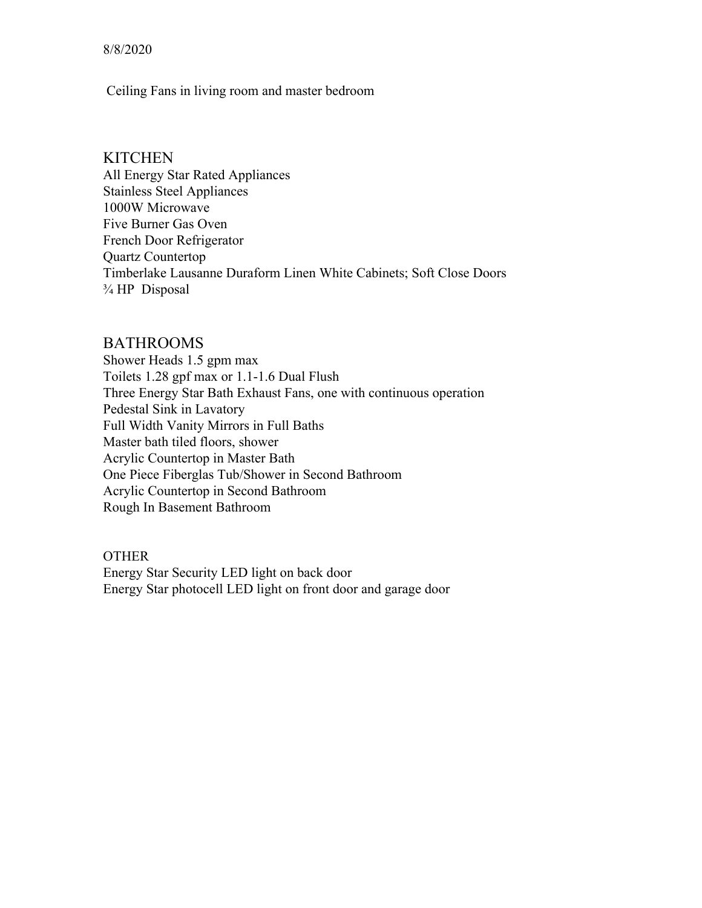8/8/2020

Ceiling Fans in living room and master bedroom

## KITCHEN

All Energy Star Rated Appliances
Stainless Steel Appliances
1000W Microwave
Five Burner Gas Oven
French Door Refrigerator
Quartz Countertop
Timberlake Lausanne Duraform Linen White Cabinets; Soft Close Doors
¾ HP Disposal

## BATHROOMS

Shower Heads 1.5 gpm max
Toilets 1.28 gpf max or 1.1-1.6 Dual Flush
Three Energy Star Bath Exhaust Fans, one with continuous operation
Pedestal Sink in Lavatory
Full Width Vanity Mirrors in Full Baths
Master bath tiled floors, shower
Acrylic Countertop in Master Bath
One Piece Fiberglas Tub/Shower in Second Bathroom
Acrylic Countertop in Second Bathroom
Rough In Basement Bathroom

OTHER

Energy Star Security LED light on back door
Energy Star photocell LED light on front door and garage door